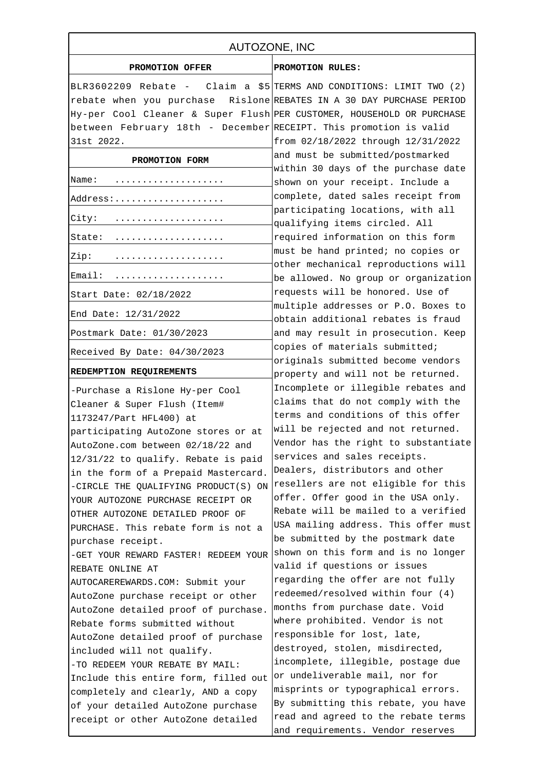# AUTOZONE, INC

## PROMOTION OFFER

BLR3602209 Rebate - Claim a $5 rebate when you purchase Rislone Hy-per Cool Cleaner & Super Flush between February 18th - December 31st 2022.

## PROMOTION FORM

| | |
|---|---|
| Name: | .................... |
| Address: | .................... |
| City: | .................... |
| State: | .................... |
| Zip: | .................... |
| Email: | .................... |
| Start Date: | 02/18/2022 |
| End Date: | 12/31/2022 |
| Postmark Date: | 01/30/2023 |
| Received By Date: | 04/30/2023 |

## REDEMPTION REQUIREMENTS

-Purchase a Rislone Hy-per Cool Cleaner & Super Flush (Item# 1173247/Part HFL400) at participating AutoZone stores or at AutoZone.com between 02/18/22 and 12/31/22 to qualify. Rebate is paid in the form of a Prepaid Mastercard.

-CIRCLE THE QUALIFYING PRODUCT(S) ON YOUR AUTOZONE PURCHASE RECEIPT OR OTHER AUTOZONE DETAILED PROOF OF PURCHASE. This rebate form is not a purchase receipt.

-GET YOUR REWARD FASTER! REDEEM YOUR REBATE ONLINE AT AUTOCAREREWARDS.COM: Submit your AutoZone purchase receipt or other AutoZone detailed proof of purchase. Rebate forms submitted without AutoZone detailed proof of purchase included will not qualify.

-TO REDEEM YOUR REBATE BY MAIL: Include this entire form, filled out completely and clearly, AND a copy of your detailed AutoZone purchase receipt or other AutoZone detailed

## PROMOTION RULES:

TERMS AND CONDITIONS: LIMIT TWO (2) REBATES IN A 30 DAY PURCHASE PERIOD PER CUSTOMER, HOUSEHOLD OR PURCHASE RECEIPT. This promotion is valid from 02/18/2022 through 12/31/2022 and must be submitted/postmarked within 30 days of the purchase date shown on your receipt. Include a complete, dated sales receipt from participating locations, with all qualifying items circled. All required information on this form must be hand printed; no copies or other mechanical reproductions will be allowed. No group or organization requests will be honored. Use of multiple addresses or P.O. Boxes to obtain additional rebates is fraud and may result in prosecution. Keep copies of materials submitted; originals submitted become vendors property and will not be returned. Incomplete or illegible rebates and claims that do not comply with the terms and conditions of this offer will be rejected and not returned. Vendor has the right to substantiate services and sales receipts. Dealers, distributors and other resellers are not eligible for this offer. Offer good in the USA only. Rebate will be mailed to a verified USA mailing address. This offer must be submitted by the postmark date shown on this form and is no longer valid if questions or issues regarding the offer are not fully redeemed/resolved within four (4) months from purchase date. Void where prohibited. Vendor is not responsible for lost, late, destroyed, stolen, misdirected, incomplete, illegible, postage due or undeliverable mail, nor for misprints or typographical errors. By submitting this rebate, you have read and agreed to the rebate terms and requirements. Vendor reserves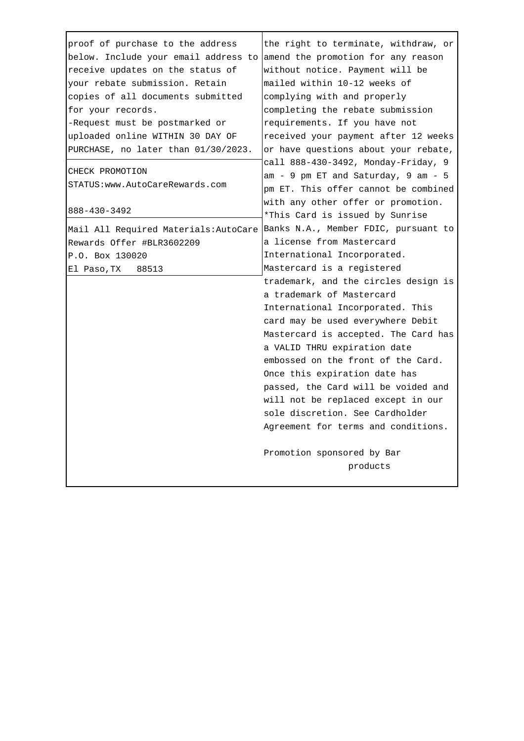proof of purchase to the address below. Include your email address to receive updates on the status of your rebate submission. Retain copies of all documents submitted for your records.
-Request must be postmarked or uploaded online WITHIN 30 DAY OF PURCHASE, no later than 01/30/2023.

CHECK PROMOTION STATUS:www.AutoCareRewards.com

888-430-3492

Mail All Required Materials:AutoCare Rewards Offer #BLR3602209
P.O. Box 130020
El Paso,TX 88513

the right to terminate, withdraw, or amend the promotion for any reason without notice. Payment will be mailed within 10-12 weeks of complying with and properly completing the rebate submission requirements. If you have not received your payment after 12 weeks or have questions about your rebate, call 888-430-3492, Monday-Friday, 9 am - 9 pm ET and Saturday, 9 am - 5 pm ET. This offer cannot be combined with any other offer or promotion. *This Card is issued by Sunrise Banks N.A., Member FDIC, pursuant to a license from Mastercard International Incorporated. Mastercard is a registered trademark, and the circles design is a trademark of Mastercard International Incorporated. This card may be used everywhere Debit Mastercard is accepted. The Card has a VALID THRU expiration date embossed on the front of the Card. Once this expiration date has passed, the Card will be voided and will not be replaced except in our sole discretion. See Cardholder Agreement for terms and conditions.

Promotion sponsored by Bar products